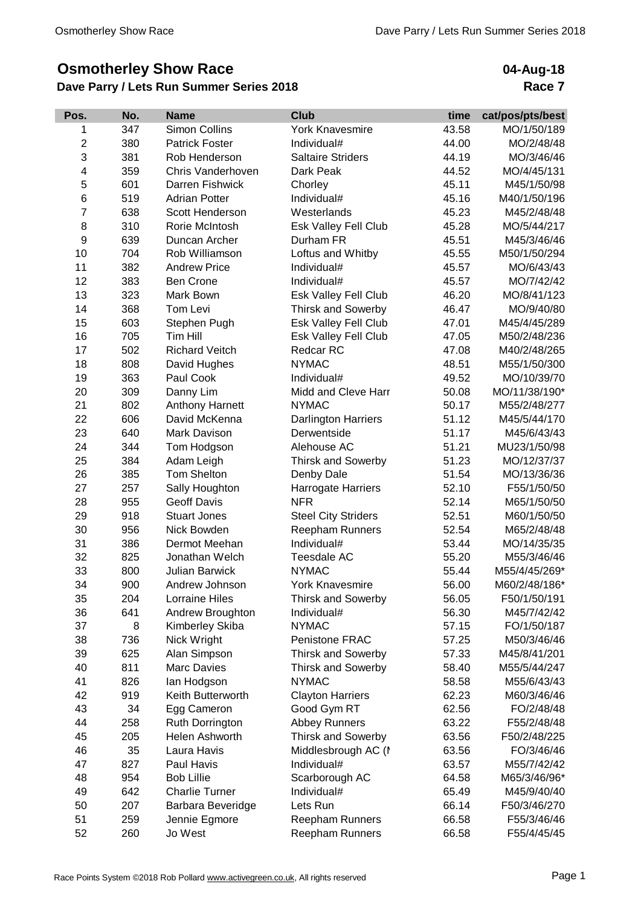# Osmotherley Show Race

**04-Aug-18**

## Dave Parry / Lets Run Summer Series 2018

**Race 7**

| Pos. | No. | Name | Club | time | cat/pos/pts/best |
|---|---|---|---|---|---|
| 1 | 347 | Simon Collins | York Knavesmire | 43.58 | MO/1/50/189 |
| 2 | 380 | Patrick Foster | Individual# | 44.00 | MO/2/48/48 |
| 3 | 381 | Rob Henderson | Saltaire Striders | 44.19 | MO/3/46/46 |
| 4 | 359 | Chris Vanderhoven | Dark Peak | 44.52 | MO/4/45/131 |
| 5 | 601 | Darren Fishwick | Chorley | 45.11 | M45/1/50/98 |
| 6 | 519 | Adrian Potter | Individual# | 45.16 | M40/1/50/196 |
| 7 | 638 | Scott Henderson | Westerlands | 45.23 | M45/2/48/48 |
| 8 | 310 | Rorie McIntosh | Esk Valley Fell Club | 45.28 | MO/5/44/217 |
| 9 | 639 | Duncan Archer | Durham FR | 45.51 | M45/3/46/46 |
| 10 | 704 | Rob Williamson | Loftus and Whitby | 45.55 | M50/1/50/294 |
| 11 | 382 | Andrew Price | Individual# | 45.57 | MO/6/43/43 |
| 12 | 383 | Ben Crone | Individual# | 45.57 | MO/7/42/42 |
| 13 | 323 | Mark Bown | Esk Valley Fell Club | 46.20 | MO/8/41/123 |
| 14 | 368 | Tom Levi | Thirsk and Sowerby | 46.47 | MO/9/40/80 |
| 15 | 603 | Stephen Pugh | Esk Valley Fell Club | 47.01 | M45/4/45/289 |
| 16 | 705 | Tim Hill | Esk Valley Fell Club | 47.05 | M50/2/48/236 |
| 17 | 502 | Richard Veitch | Redcar RC | 47.08 | M40/2/48/265 |
| 18 | 808 | David Hughes | NYMAC | 48.51 | M55/1/50/300 |
| 19 | 363 | Paul Cook | Individual# | 49.52 | MO/10/39/70 |
| 20 | 309 | Danny Lim | Midd and Cleve Harr | 50.08 | MO/11/38/190* |
| 21 | 802 | Anthony Harnett | NYMAC | 50.17 | M55/2/48/277 |
| 22 | 606 | David McKenna | Darlington Harriers | 51.12 | M45/5/44/170 |
| 23 | 640 | Mark Davison | Derwentside | 51.17 | M45/6/43/43 |
| 24 | 344 | Tom Hodgson | Alehouse AC | 51.21 | MU23/1/50/98 |
| 25 | 384 | Adam Leigh | Thirsk and Sowerby | 51.23 | MO/12/37/37 |
| 26 | 385 | Tom Shelton | Denby Dale | 51.54 | MO/13/36/36 |
| 27 | 257 | Sally Houghton | Harrogate Harriers | 52.10 | F55/1/50/50 |
| 28 | 955 | Geoff Davis | NFR | 52.14 | M65/1/50/50 |
| 29 | 918 | Stuart Jones | Steel City Striders | 52.51 | M60/1/50/50 |
| 30 | 956 | Nick Bowden | Reepham Runners | 52.54 | M65/2/48/48 |
| 31 | 386 | Dermot Meehan | Individual# | 53.44 | MO/14/35/35 |
| 32 | 825 | Jonathan Welch | Teesdale AC | 55.20 | M55/3/46/46 |
| 33 | 800 | Julian Barwick | NYMAC | 55.44 | M55/4/45/269* |
| 34 | 900 | Andrew Johnson | York Knavesmire | 56.00 | M60/2/48/186* |
| 35 | 204 | Lorraine Hiles | Thirsk and Sowerby | 56.05 | F50/1/50/191 |
| 36 | 641 | Andrew Broughton | Individual# | 56.30 | M45/7/42/42 |
| 37 | 8 | Kimberley Skiba | NYMAC | 57.15 | FO/1/50/187 |
| 38 | 736 | Nick Wright | Penistone FRAC | 57.25 | M50/3/46/46 |
| 39 | 625 | Alan Simpson | Thirsk and Sowerby | 57.33 | M45/8/41/201 |
| 40 | 811 | Marc Davies | Thirsk and Sowerby | 58.40 | M55/5/44/247 |
| 41 | 826 | Ian Hodgson | NYMAC | 58.58 | M55/6/43/43 |
| 42 | 919 | Keith Butterworth | Clayton Harriers | 62.23 | M60/3/46/46 |
| 43 | 34 | Egg Cameron | Good Gym RT | 62.56 | FO/2/48/48 |
| 44 | 258 | Ruth Dorrington | Abbey Runners | 63.22 | F55/2/48/48 |
| 45 | 205 | Helen Ashworth | Thirsk and Sowerby | 63.56 | F50/2/48/225 |
| 46 | 35 | Laura Havis | Middlesbrough AC (I | 63.56 | FO/3/46/46 |
| 47 | 827 | Paul Havis | Individual# | 63.57 | M55/7/42/42 |
| 48 | 954 | Bob Lillie | Scarborough AC | 64.58 | M65/3/46/96* |
| 49 | 642 | Charlie Turner | Individual# | 65.49 | M45/9/40/40 |
| 50 | 207 | Barbara Beveridge | Lets Run | 66.14 | F50/3/46/270 |
| 51 | 259 | Jennie Egmore | Reepham Runners | 66.58 | F55/3/46/46 |
| 52 | 260 | Jo West | Reepham Runners | 66.58 | F55/4/45/45 |

Race Points System ©2018 Rob Pollard www.activegreen.co.uk, All rights reserved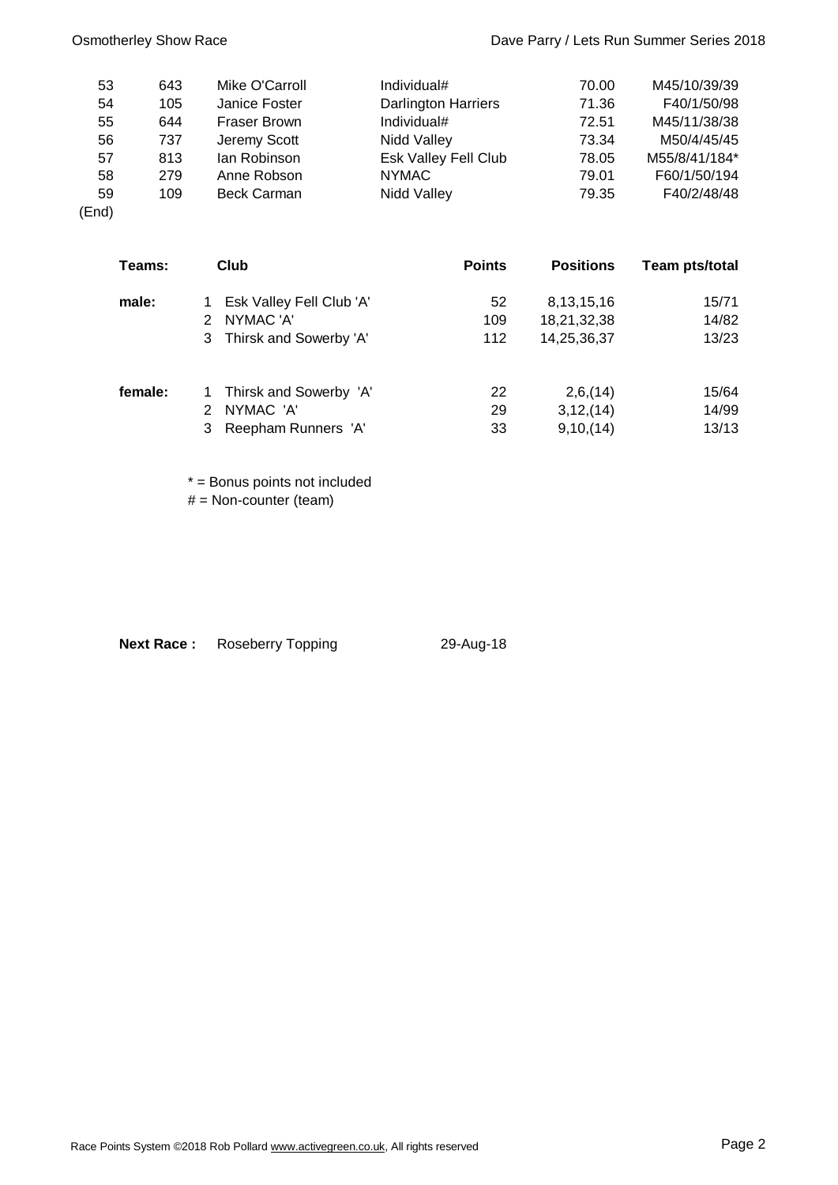| | | | | | |
|---|---|---|---|---|---|
| 53 | 643 | Mike O'Carroll | Individual# | 70.00 | M45/10/39/39 |
| 54 | 105 | Janice Foster | Darlington Harriers | 71.36 | F40/1/50/98 |
| 55 | 644 | Fraser Brown | Individual# | 72.51 | M45/11/38/38 |
| 56 | 737 | Jeremy Scott | Nidd Valley | 73.34 | M50/4/45/45 |
| 57 | 813 | Ian Robinson | Esk Valley Fell Club | 78.05 | M55/8/41/184* |
| 58 | 279 | Anne Robson | NYMAC | 79.01 | F60/1/50/194 |
| 59 | 109 | Beck Carman | Nidd Valley | 79.35 | F40/2/48/48 |

(End)

| Teams: | | Club | Points | Positions | Team pts/total |
|---|---|---|---|---|---|
| male: | 1 | Esk Valley Fell Club 'A' | 52 | 8,13,15,16 | 15/71 |
| | 2 | NYMAC 'A' | 109 | 18,21,32,38 | 14/82 |
| | 3 | Thirsk and Sowerby 'A' | 112 | 14,25,36,37 | 13/23 |
| female: | 1 | Thirsk and Sowerby 'A' | 22 | 2,6,(14) | 15/64 |
| | 2 | NYMAC 'A' | 29 | 3,12,(14) | 14/99 |
| | 3 | Reepham Runners 'A' | 33 | 9,10,(14) | 13/13 |

* = Bonus points not included
# = Non-counter (team)

**Next Race :** Roseberry Topping 29-Aug-18